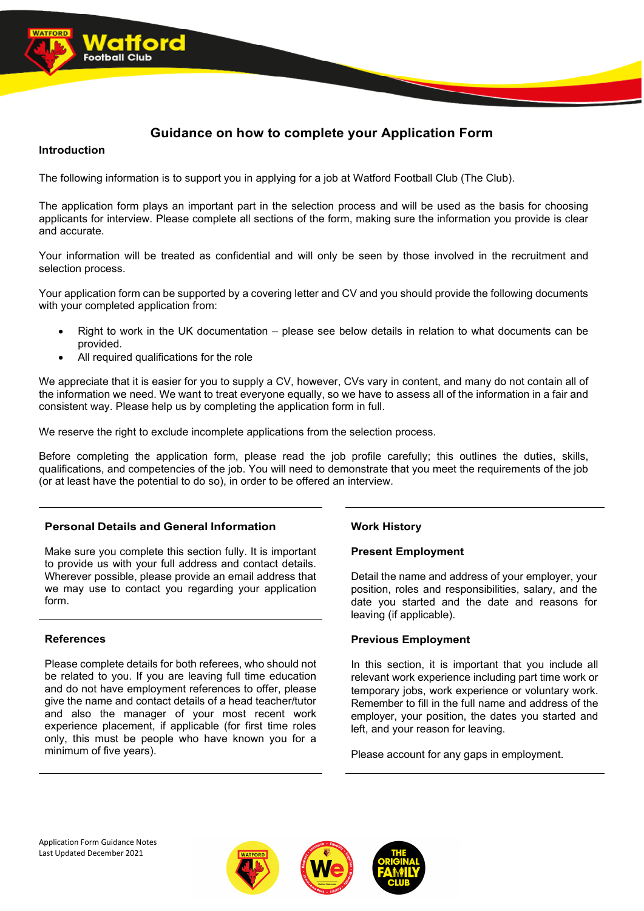# Guidance on how to complete your Application Form

## Introduction

The following information is to support you in applying for a job at Watford Football Club (The Club).

The application form plays an important part in the selection process and will be used as the basis for choosing applicants for interview. Please complete all sections of the form, making sure the information you provide is clear and accurate.

Your information will be treated as confidential and will only be seen by those involved in the recruitment and selection process.

Your application form can be supported by a covering letter and CV and you should provide the following documents with your completed application from:

- Right to work in the UK documentation – please see below details in relation to what documents can be provided.
- All required qualifications for the role

We appreciate that it is easier for you to supply a CV, however, CVs vary in content, and many do not contain all of the information we need. We want to treat everyone equally, so we have to assess all of the information in a fair and consistent way. Please help us by completing the application form in full.

We reserve the right to exclude incomplete applications from the selection process.

Before completing the application form, please read the job profile carefully; this outlines the duties, skills, qualifications, and competencies of the job. You will need to demonstrate that you meet the requirements of the job (or at least have the potential to do so), in order to be offered an interview.

### Personal Details and General Information

Make sure you complete this section fully. It is important to provide us with your full address and contact details. Wherever possible, please provide an email address that we may use to contact you regarding your application form.

### References

Please complete details for both referees, who should not be related to you. If you are leaving full time education and do not have employment references to offer, please give the name and contact details of a head teacher/tutor and also the manager of your most recent work experience placement, if applicable (for first time roles only, this must be people who have known you for a minimum of five years).

### Work History

#### Present Employment

Detail the name and address of your employer, your position, roles and responsibilities, salary, and the date you started and the date and reasons for leaving (if applicable).

#### Previous Employment

In this section, it is important that you include all relevant work experience including part time work or temporary jobs, work experience or voluntary work. Remember to fill in the full name and address of the employer, your position, the dates you started and left, and your reason for leaving.

Please account for any gaps in employment.

Application Form Guidance Notes
Last Updated December 2021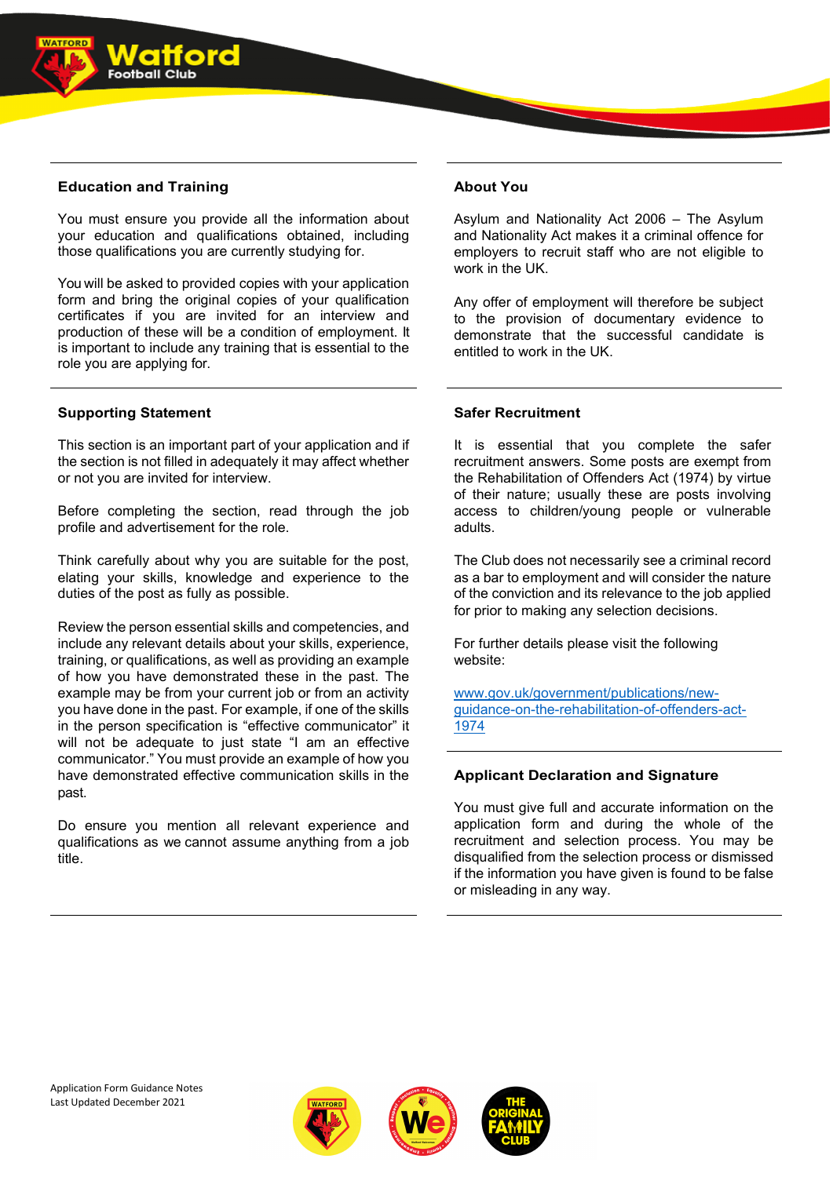## Education and Training

You must ensure you provide all the information about your education and qualifications obtained, including those qualifications you are currently studying for.

You will be asked to provided copies with your application form and bring the original copies of your qualification certificates if you are invited for an interview and production of these will be a condition of employment. It is important to include any training that is essential to the role you are applying for.

## Supporting Statement

This section is an important part of your application and if the section is not filled in adequately it may affect whether or not you are invited for interview.

Before completing the section, read through the job profile and advertisement for the role.

Think carefully about why you are suitable for the post, elating your skills, knowledge and experience to the duties of the post as fully as possible.

Review the person essential skills and competencies, and include any relevant details about your skills, experience, training, or qualifications, as well as providing an example of how you have demonstrated these in the past. The example may be from your current job or from an activity you have done in the past. For example, if one of the skills in the person specification is "effective communicator" it will not be adequate to just state "I am an effective communicator." You must provide an example of how you have demonstrated effective communication skills in the past.

Do ensure you mention all relevant experience and qualifications as we cannot assume anything from a job title.

## About You

Asylum and Nationality Act 2006 – The Asylum and Nationality Act makes it a criminal offence for employers to recruit staff who are not eligible to work in the UK.

Any offer of employment will therefore be subject to the provision of documentary evidence to demonstrate that the successful candidate is entitled to work in the UK.

## Safer Recruitment

It is essential that you complete the safer recruitment answers. Some posts are exempt from the Rehabilitation of Offenders Act (1974) by virtue of their nature; usually these are posts involving access to children/young people or vulnerable adults.

The Club does not necessarily see a criminal record as a bar to employment and will consider the nature of the conviction and its relevance to the job applied for prior to making any selection decisions.

For further details please visit the following website:

www.gov.uk/government/publications/new-guidance-on-the-rehabilitation-of-offenders-act-1974

## Applicant Declaration and Signature

You must give full and accurate information on the application form and during the whole of the recruitment and selection process. You may be disqualified from the selection process or dismissed if the information you have given is found to be false or misleading in any way.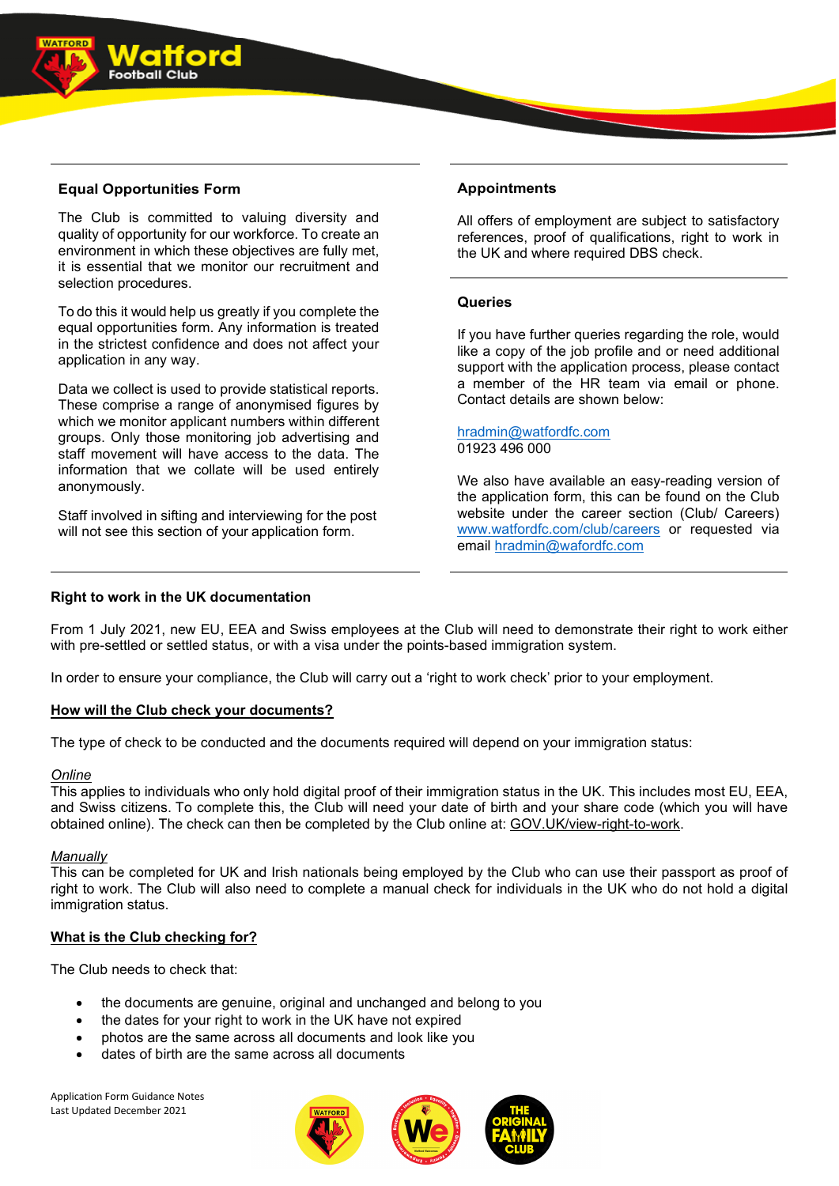## Equal Opportunities Form

The Club is committed to valuing diversity and quality of opportunity for our workforce. To create an environment in which these objectives are fully met, it is essential that we monitor our recruitment and selection procedures.

To do this it would help us greatly if you complete the equal opportunities form. Any information is treated in the strictest confidence and does not affect your application in any way.

Data we collect is used to provide statistical reports. These comprise a range of anonymised figures by which we monitor applicant numbers within different groups. Only those monitoring job advertising and staff movement will have access to the data. The information that we collate will be used entirely anonymously.

Staff involved in sifting and interviewing for the post will not see this section of your application form.

## Appointments

All offers of employment are subject to satisfactory references, proof of qualifications, right to work in the UK and where required DBS check.

## Queries

If you have further queries regarding the role, would like a copy of the job profile and or need additional support with the application process, please contact a member of the HR team via email or phone. Contact details are shown below:

hradmin@watfordfc.com
01923 496 000

We also have available an easy-reading version of the application form, this can be found on the Club website under the career section (Club/ Careers) www.watfordfc.com/club/careers or requested via email hradmin@wafordfc.com

## Right to work in the UK documentation

From 1 July 2021, new EU, EEA and Swiss employees at the Club will need to demonstrate their right to work either with pre-settled or settled status, or with a visa under the points-based immigration system.

In order to ensure your compliance, the Club will carry out a 'right to work check' prior to your employment.

### How will the Club check your documents?

The type of check to be conducted and the documents required will depend on your immigration status:

*Online*
This applies to individuals who only hold digital proof of their immigration status in the UK. This includes most EU, EEA, and Swiss citizens. To complete this, the Club will need your date of birth and your share code (which you will have obtained online). The check can then be completed by the Club online at: GOV.UK/view-right-to-work.

*Manually*
This can be completed for UK and Irish nationals being employed by the Club who can use their passport as proof of right to work. The Club will also need to complete a manual check for individuals in the UK who do not hold a digital immigration status.

### What is the Club checking for?

The Club needs to check that:

- the documents are genuine, original and unchanged and belong to you
- the dates for your right to work in the UK have not expired
- photos are the same across all documents and look like you
- dates of birth are the same across all documents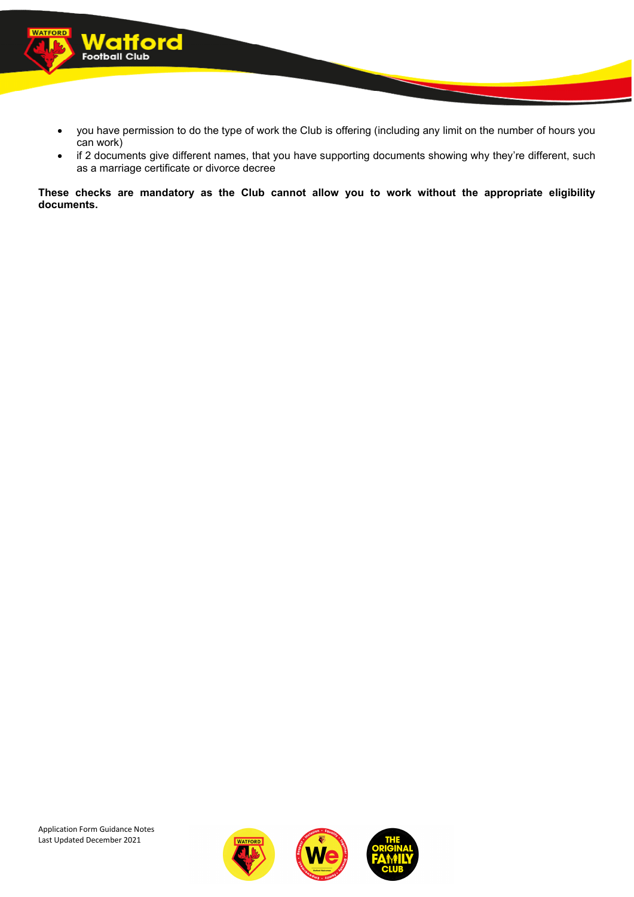- you have permission to do the type of work the Club is offering (including any limit on the number of hours you can work)
- if 2 documents give different names, that you have supporting documents showing why they're different, such as a marriage certificate or divorce decree

**These checks are mandatory as the Club cannot allow you to work without the appropriate eligibility documents.**